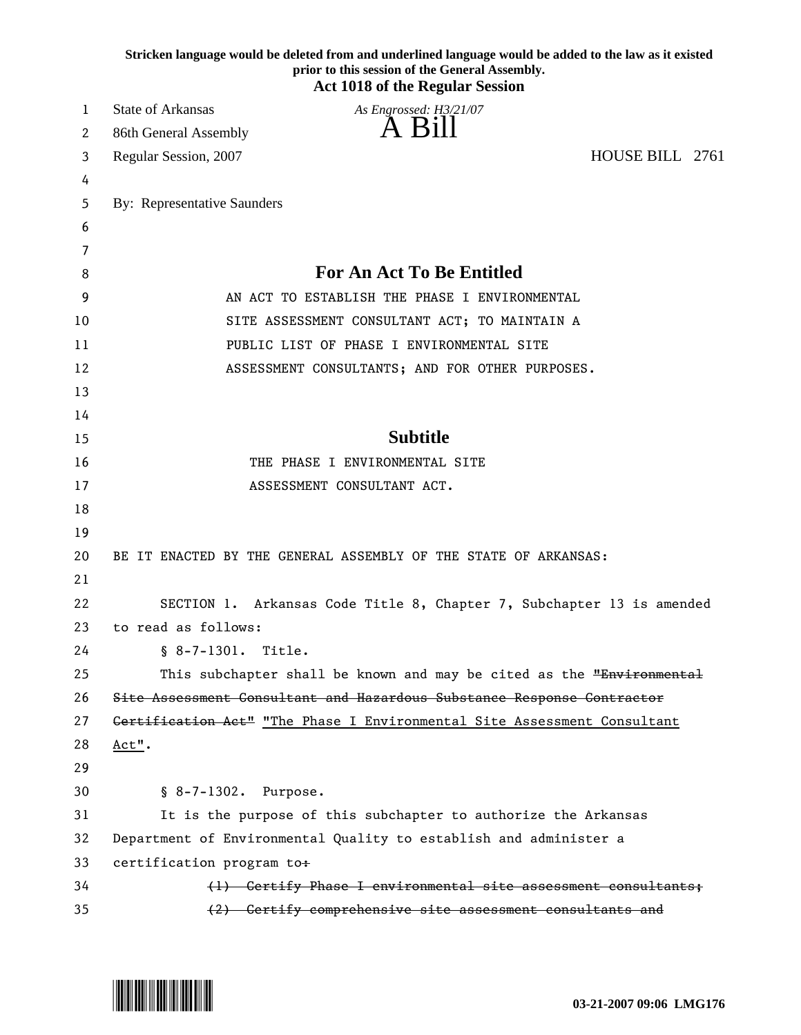Stricken language would be deleted from and underlined language would be added to the law as it existed prior to this session of the General Assembly.

**Act 1018 of the Regular Session**

State of Arkansas  
86th General Assembly  
Regular Session, 2007

*As Engrossed: H3/21/07*

# A Bill

HOUSE BILL 2761

By: Representative Saunders

## For An Act To Be Entitled

AN ACT TO ESTABLISH THE PHASE I ENVIRONMENTAL SITE ASSESSMENT CONSULTANT ACT; TO MAINTAIN A PUBLIC LIST OF PHASE I ENVIRONMENTAL SITE ASSESSMENT CONSULTANTS; AND FOR OTHER PURPOSES.

## Subtitle

THE PHASE I ENVIRONMENTAL SITE ASSESSMENT CONSULTANT ACT.

BE IT ENACTED BY THE GENERAL ASSEMBLY OF THE STATE OF ARKANSAS:

SECTION 1. Arkansas Code Title 8, Chapter 7, Subchapter 13 is amended to read as follows:

§ 8-7-1301. Title.

This subchapter shall be known and may be cited as the ~~"Environmental Site Assessment Consultant and Hazardous Substance Response Contractor Certification Act"~~ <u>"The Phase I Environmental Site Assessment Consultant Act"</u>.

§ 8-7-1302. Purpose.

It is the purpose of this subchapter to authorize the Arkansas Department of Environmental Quality to establish and administer a certification program to~~:~~

~~(1) Certify Phase I environmental site assessment consultants;~~

~~(2) Certify comprehensive site assessment consultants and~~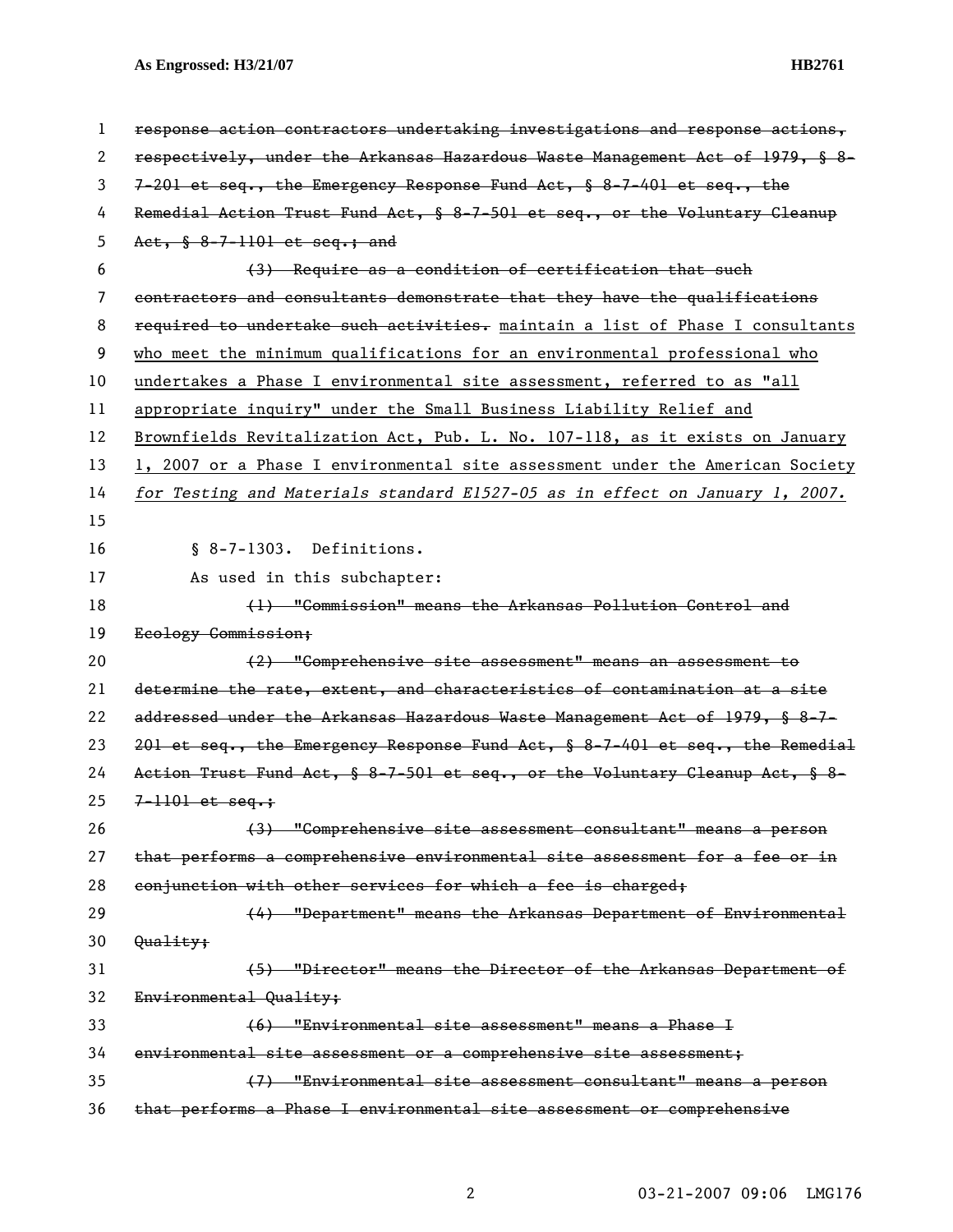~~response action contractors undertaking investigations and response actions, respectively, under the Arkansas Hazardous Waste Management Act of 1979, § 8-7-201 et seq., the Emergency Response Fund Act, § 8-7-401 et seq., the Remedial Action Trust Fund Act, § 8-7-501 et seq., or the Voluntary Cleanup Act, § 8-7-1101 et seq.; and~~

~~(3) Require as a condition of certification that such contractors and consultants demonstrate that they have the qualifications required to undertake such activities.~~ maintain a list of Phase I consultants who meet the minimum qualifications for an environmental professional who undertakes a Phase I environmental site assessment, referred to as "all appropriate inquiry" under the Small Business Liability Relief and Brownfields Revitalization Act, Pub. L. No. 107-118, as it exists on January 1, 2007 or a Phase I environmental site assessment under the American Society *for Testing and Materials standard E1527-05 as in effect on January 1, 2007.*

§ 8-7-1303. Definitions.

As used in this subchapter:

~~(1) "Commission" means the Arkansas Pollution Control and Ecology Commission;~~

~~(2) "Comprehensive site assessment" means an assessment to determine the rate, extent, and characteristics of contamination at a site addressed under the Arkansas Hazardous Waste Management Act of 1979, § 8-7-201 et seq., the Emergency Response Fund Act, § 8-7-401 et seq., the Remedial Action Trust Fund Act, § 8-7-501 et seq., or the Voluntary Cleanup Act, § 8-7-1101 et seq.;~~

~~(3) "Comprehensive site assessment consultant" means a person that performs a comprehensive environmental site assessment for a fee or in conjunction with other services for which a fee is charged;~~

~~(4) "Department" means the Arkansas Department of Environmental Quality;~~

~~(5) "Director" means the Director of the Arkansas Department of Environmental Quality;~~

~~(6) "Environmental site assessment" means a Phase I environmental site assessment or a comprehensive site assessment;~~

~~(7) "Environmental site assessment consultant" means a person that performs a Phase I environmental site assessment or comprehensive~~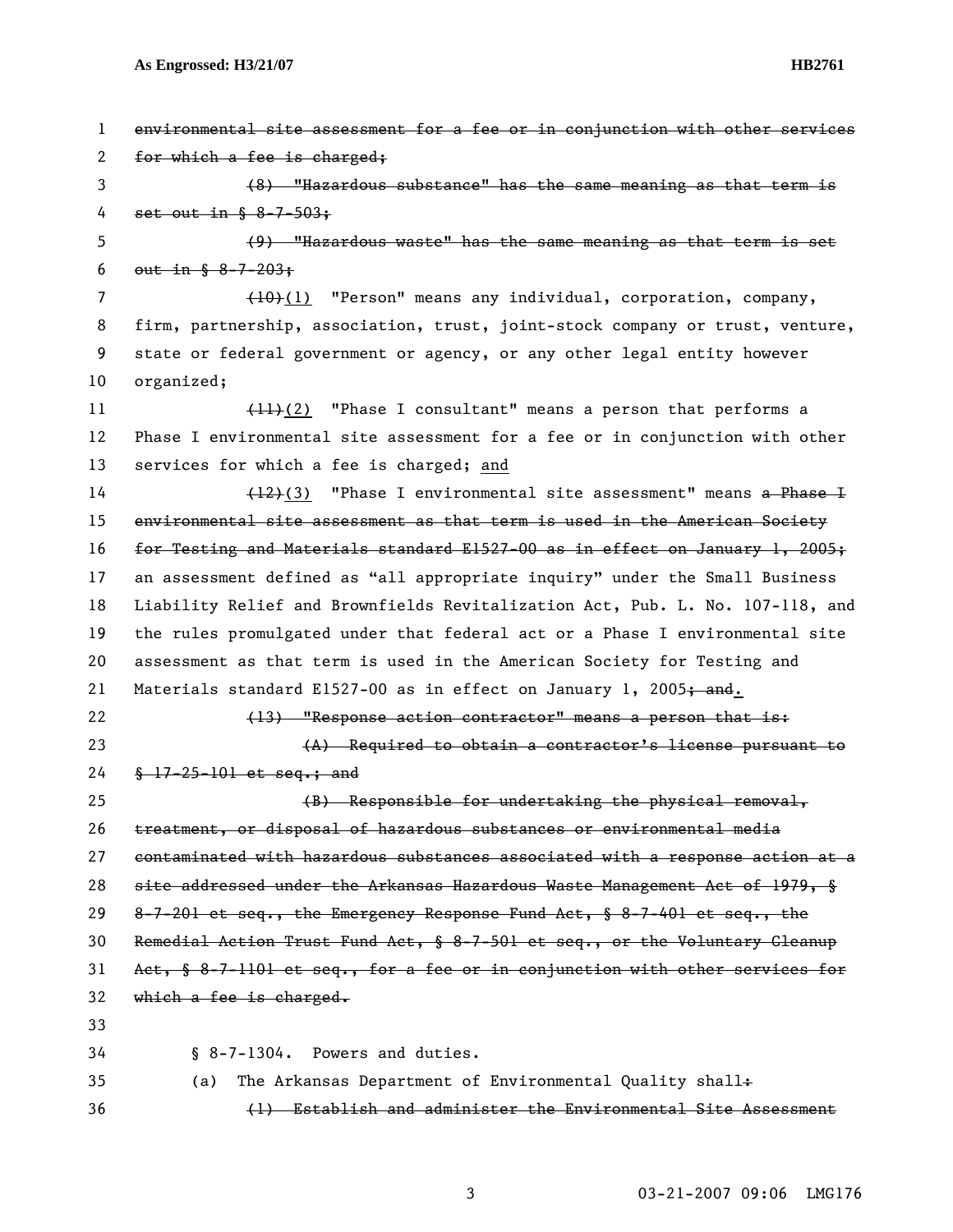~~environmental site assessment for a fee or in conjunction with other services for which a fee is charged;~~

~~(8) "Hazardous substance" has the same meaning as that term is set out in § 8-7-503;~~

~~(9) "Hazardous waste" has the same meaning as that term is set out in § 8-7-203;~~

~~(10)~~(1) "Person" means any individual, corporation, company, firm, partnership, association, trust, joint-stock company or trust, venture, state or federal government or agency, or any other legal entity however organized;

~~(11)~~(2) "Phase I consultant" means a person that performs a Phase I environmental site assessment for a fee or in conjunction with other services for which a fee is charged; and

~~(12)~~(3) "Phase I environmental site assessment" means ~~a Phase I environmental site assessment as that term is used in the American Society for Testing and Materials standard E1527-00 as in effect on January 1, 2005;~~ an assessment defined as "all appropriate inquiry" under the Small Business Liability Relief and Brownfields Revitalization Act, Pub. L. No. 107-118, and the rules promulgated under that federal act or a Phase I environmental site assessment as that term is used in the American Society for Testing and Materials standard E1527-00 as in effect on January 1, 2005~~; and~~.

~~(13) "Response action contractor" means a person that is:~~

~~(A) Required to obtain a contractor's license pursuant to § 17-25-101 et seq.; and~~

~~(B) Responsible for undertaking the physical removal, treatment, or disposal of hazardous substances or environmental media contaminated with hazardous substances associated with a response action at a site addressed under the Arkansas Hazardous Waste Management Act of 1979, § 8-7-201 et seq., the Emergency Response Fund Act, § 8-7-401 et seq., the Remedial Action Trust Fund Act, § 8-7-501 et seq., or the Voluntary Cleanup Act, § 8-7-1101 et seq., for a fee or in conjunction with other services for which a fee is charged.~~

§ 8-7-1304. Powers and duties.

(a) The Arkansas Department of Environmental Quality shall~~:~~

~~(1) Establish and administer the Environmental Site Assessment~~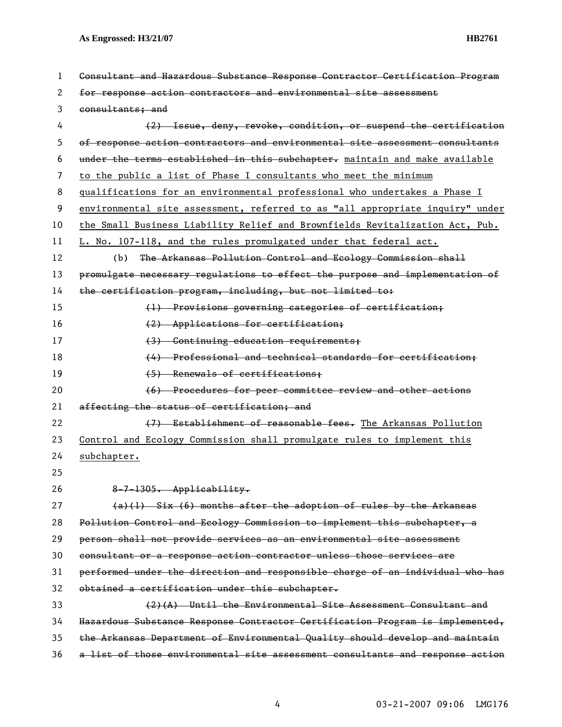~~Consultant and Hazardous Substance Response Contractor Certification Program for response action contractors and environmental site assessment consultants; and~~

~~(2) Issue, deny, revoke, condition, or suspend the certification of response action contractors and environmental site assessment consultants under the terms established in this subchapter.~~ <u>maintain and make available to the public a list of Phase I consultants who meet the minimum qualifications for an environmental professional who undertakes a Phase I environmental site assessment, referred to as "all appropriate inquiry" under the Small Business Liability Relief and Brownfields Revitalization Act, Pub. L. No. 107-118, and the rules promulgated under that federal act.</u>

(b) ~~The Arkansas Pollution Control and Ecology Commission shall promulgate necessary regulations to effect the purpose and implementation of the certification program, including, but not limited to:~~

~~(1) Provisions governing categories of certification;~~

~~(2) Applications for certification;~~

~~(3) Continuing education requirements;~~

~~(4) Professional and technical standards for certification;~~

~~(5) Renewals of certifications;~~

~~(6) Procedures for peer committee review and other actions affecting the status of certification; and~~

~~(7) Establishment of reasonable fees.~~ <u>The Arkansas Pollution Control and Ecology Commission shall promulgate rules to implement this subchapter.</u>

~~8-7-1305. Applicability.~~

~~(a)(1) Six (6) months after the adoption of rules by the Arkansas Pollution Control and Ecology Commission to implement this subchapter, a person shall not provide services as an environmental site assessment consultant or a response action contractor unless those services are performed under the direction and responsible charge of an individual who has obtained a certification under this subchapter.~~

~~(2)(A) Until the Environmental Site Assessment Consultant and Hazardous Substance Response Contractor Certification Program is implemented, the Arkansas Department of Environmental Quality should develop and maintain a list of those environmental site assessment consultants and response action~~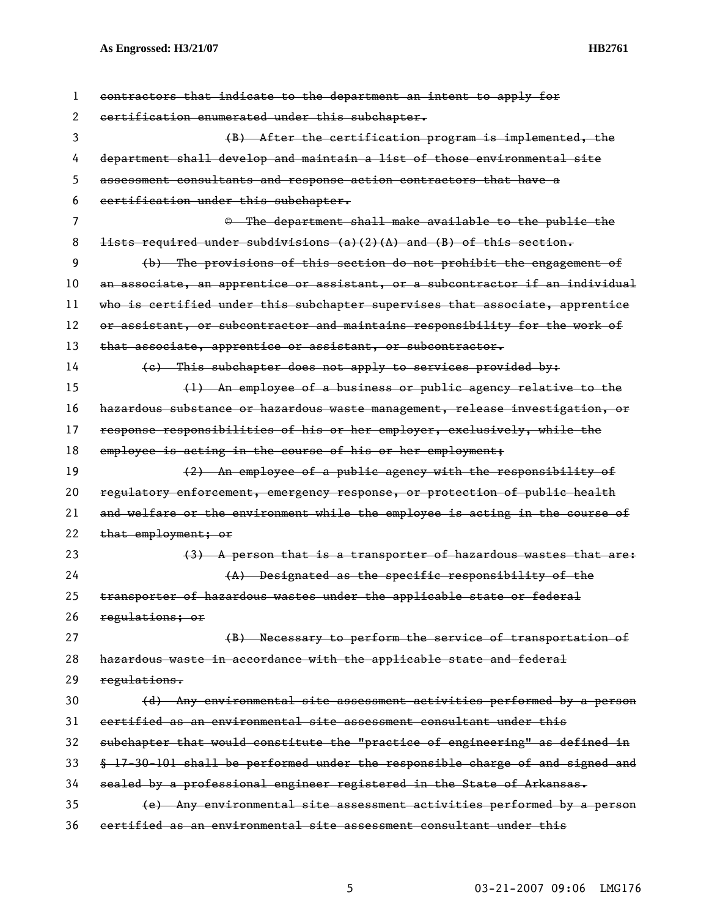~~contractors that indicate to the department an intent to apply for certification enumerated under this subchapter.~~

~~(B) After the certification program is implemented, the department shall develop and maintain a list of those environmental site assessment consultants and response action contractors that have a certification under this subchapter.~~

~~© The department shall make available to the public the lists required under subdivisions (a)(2)(A) and (B) of this section.~~

~~(b) The provisions of this section do not prohibit the engagement of an associate, an apprentice or assistant, or a subcontractor if an individual who is certified under this subchapter supervises that associate, apprentice or assistant, or subcontractor and maintains responsibility for the work of that associate, apprentice or assistant, or subcontractor.~~

~~(c) This subchapter does not apply to services provided by:~~

~~(1) An employee of a business or public agency relative to the hazardous substance or hazardous waste management, release investigation, or response responsibilities of his or her employer, exclusively, while the employee is acting in the course of his or her employment;~~

~~(2) An employee of a public agency with the responsibility of regulatory enforcement, emergency response, or protection of public health and welfare or the environment while the employee is acting in the course of that employment; or~~

~~(3) A person that is a transporter of hazardous wastes that are:~~

~~(A) Designated as the specific responsibility of the transporter of hazardous wastes under the applicable state or federal regulations; or~~

~~(B) Necessary to perform the service of transportation of hazardous waste in accordance with the applicable state and federal regulations.~~

~~(d) Any environmental site assessment activities performed by a person certified as an environmental site assessment consultant under this subchapter that would constitute the "practice of engineering" as defined in § 17-30-101 shall be performed under the responsible charge of and signed and sealed by a professional engineer registered in the State of Arkansas.~~

~~(e) Any environmental site assessment activities performed by a person certified as an environmental site assessment consultant under this~~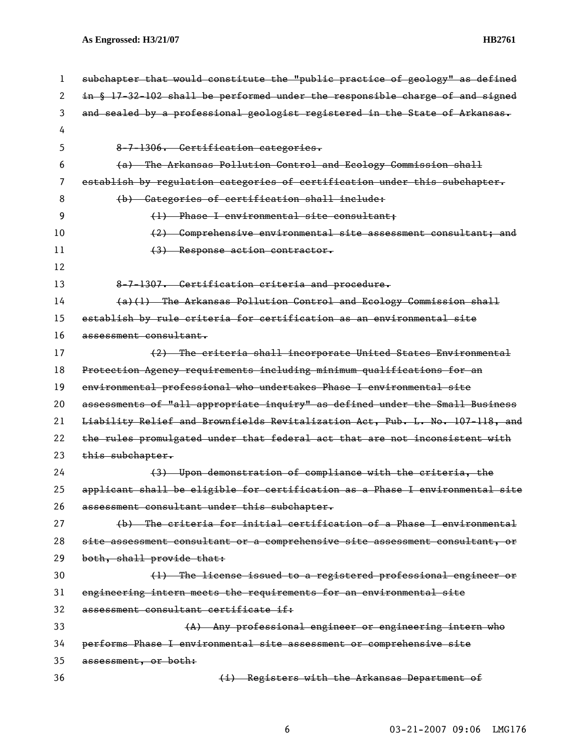~~subchapter that would constitute the "public practice of geology" as defined in § 17-32-102 shall be performed under the responsible charge of and signed and sealed by a professional geologist registered in the State of Arkansas.~~

~~8-7-1306. Certification categories.~~

~~(a) The Arkansas Pollution Control and Ecology Commission shall establish by regulation categories of certification under this subchapter.~~

~~(b) Categories of certification shall include:~~

~~(1) Phase I environmental site consultant;~~

~~(2) Comprehensive environmental site assessment consultant; and~~

~~(3) Response action contractor.~~

~~8-7-1307. Certification criteria and procedure.~~

~~(a)(1) The Arkansas Pollution Control and Ecology Commission shall establish by rule criteria for certification as an environmental site assessment consultant.~~

~~(2) The criteria shall incorporate United States Environmental Protection Agency requirements including minimum qualifications for an environmental professional who undertakes Phase I environmental site assessments of "all appropriate inquiry" as defined under the Small Business Liability Relief and Brownfields Revitalization Act, Pub. L. No. 107-118, and the rules promulgated under that federal act that are not inconsistent with this subchapter.~~

~~(3) Upon demonstration of compliance with the criteria, the applicant shall be eligible for certification as a Phase I environmental site assessment consultant under this subchapter.~~

~~(b) The criteria for initial certification of a Phase I environmental site assessment consultant or a comprehensive site assessment consultant, or both, shall provide that:~~

~~(1) The license issued to a registered professional engineer or engineering intern meets the requirements for an environmental site assessment consultant certificate if:~~

~~(A) Any professional engineer or engineering intern who performs Phase I environmental site assessment or comprehensive site assessment, or both:~~

~~(i) Registers with the Arkansas Department of~~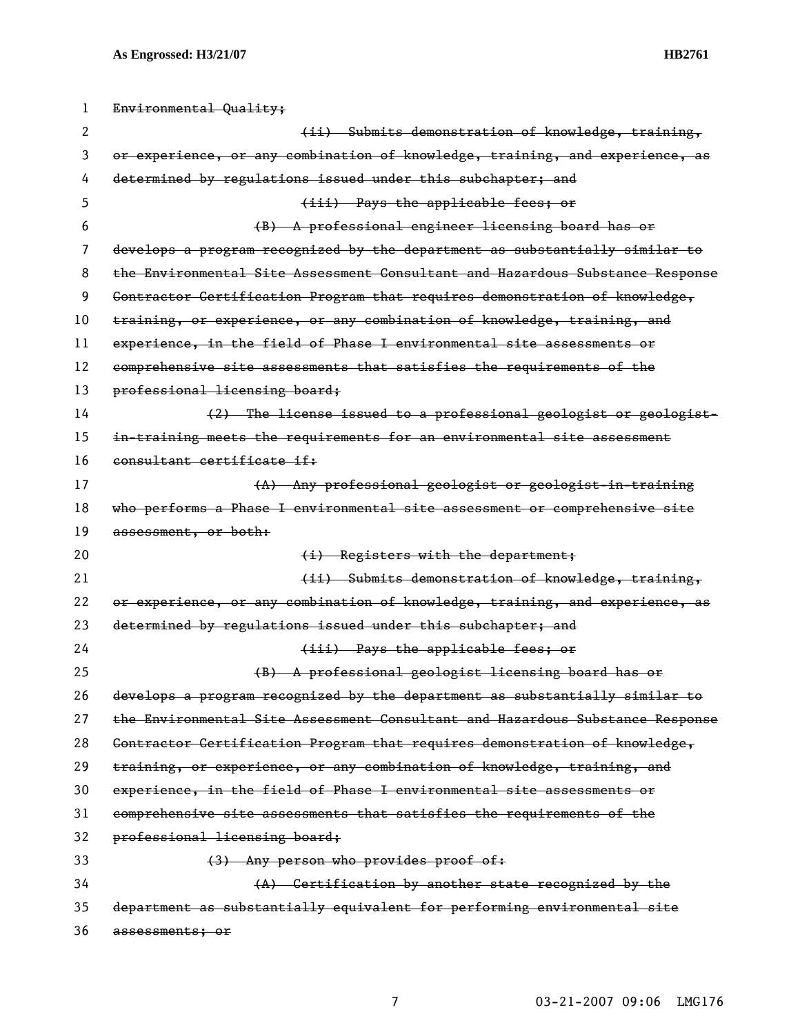~~Environmental Quality;~~

~~(ii) Submits demonstration of knowledge, training, or experience, or any combination of knowledge, training, and experience, as determined by regulations issued under this subchapter; and~~

~~(iii) Pays the applicable fees; or~~

~~(B) A professional engineer licensing board has or develops a program recognized by the department as substantially similar to the Environmental Site Assessment Consultant and Hazardous Substance Response Contractor Certification Program that requires demonstration of knowledge, training, or experience, or any combination of knowledge, training, and experience, in the field of Phase I environmental site assessments or comprehensive site assessments that satisfies the requirements of the professional licensing board;~~

~~(2) The license issued to a professional geologist or geologist-in-training meets the requirements for an environmental site assessment consultant certificate if:~~

~~(A) Any professional geologist or geologist-in-training who performs a Phase I environmental site assessment or comprehensive site assessment, or both:~~

~~(i) Registers with the department;~~

~~(ii) Submits demonstration of knowledge, training, or experience, or any combination of knowledge, training, and experience, as determined by regulations issued under this subchapter; and~~

~~(iii) Pays the applicable fees; or~~

~~(B) A professional geologist licensing board has or develops a program recognized by the department as substantially similar to the Environmental Site Assessment Consultant and Hazardous Substance Response Contractor Certification Program that requires demonstration of knowledge, training, or experience, or any combination of knowledge, training, and experience, in the field of Phase I environmental site assessments or comprehensive site assessments that satisfies the requirements of the professional licensing board;~~

~~(3) Any person who provides proof of:~~

~~(A) Certification by another state recognized by the department as substantially equivalent for performing environmental site assessments; or~~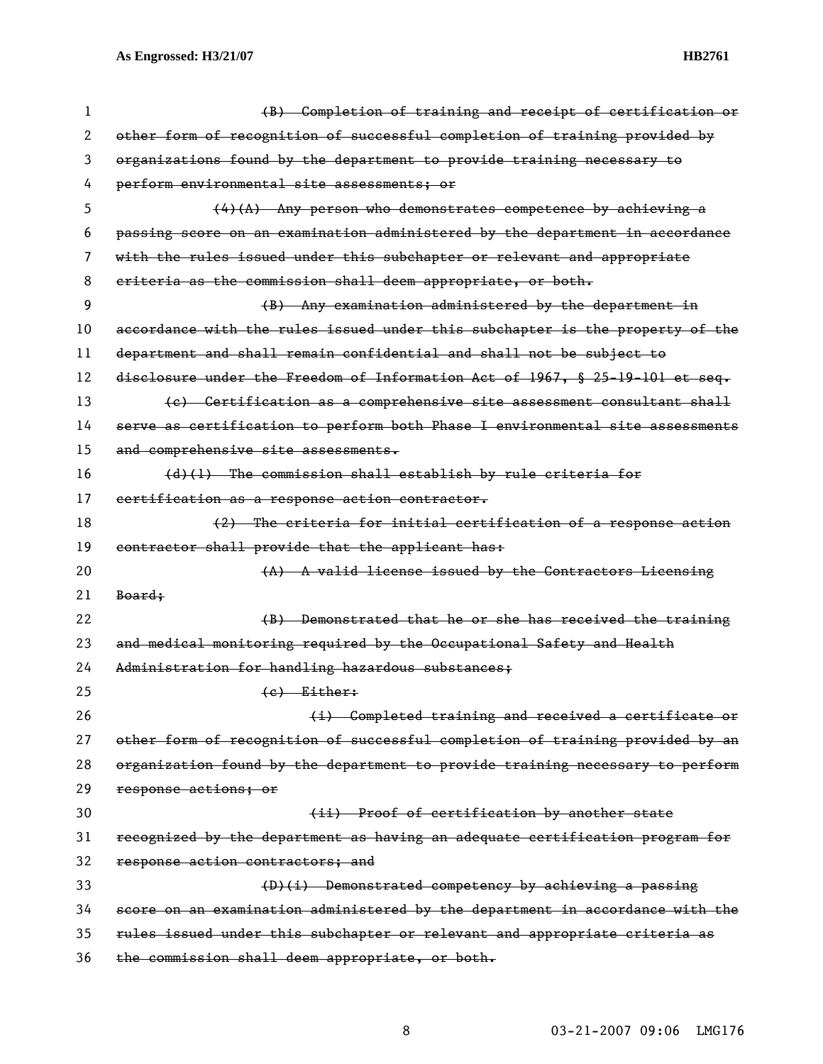~~(B) Completion of training and receipt of certification or other form of recognition of successful completion of training provided by organizations found by the department to provide training necessary to perform environmental site assessments; or~~

~~(4)(A) Any person who demonstrates competence by achieving a passing score on an examination administered by the department in accordance with the rules issued under this subchapter or relevant and appropriate criteria as the commission shall deem appropriate, or both.~~

~~(B) Any examination administered by the department in accordance with the rules issued under this subchapter is the property of the department and shall remain confidential and shall not be subject to disclosure under the Freedom of Information Act of 1967, § 25-19-101 et seq.~~

~~(c) Certification as a comprehensive site assessment consultant shall serve as certification to perform both Phase I environmental site assessments and comprehensive site assessments.~~

~~(d)(1) The commission shall establish by rule criteria for certification as a response action contractor.~~

~~(2) The criteria for initial certification of a response action contractor shall provide that the applicant has:~~

~~(A) A valid license issued by the Contractors Licensing Board;~~

~~(B) Demonstrated that he or she has received the training and medical monitoring required by the Occupational Safety and Health Administration for handling hazardous substances;~~

~~(C) Either:~~

~~(i) Completed training and received a certificate or other form of recognition of successful completion of training provided by an organization found by the department to provide training necessary to perform response actions; or~~

~~(ii) Proof of certification by another state recognized by the department as having an adequate certification program for response action contractors; and~~

~~(D)(i) Demonstrated competency by achieving a passing score on an examination administered by the department in accordance with the rules issued under this subchapter or relevant and appropriate criteria as the commission shall deem appropriate, or both.~~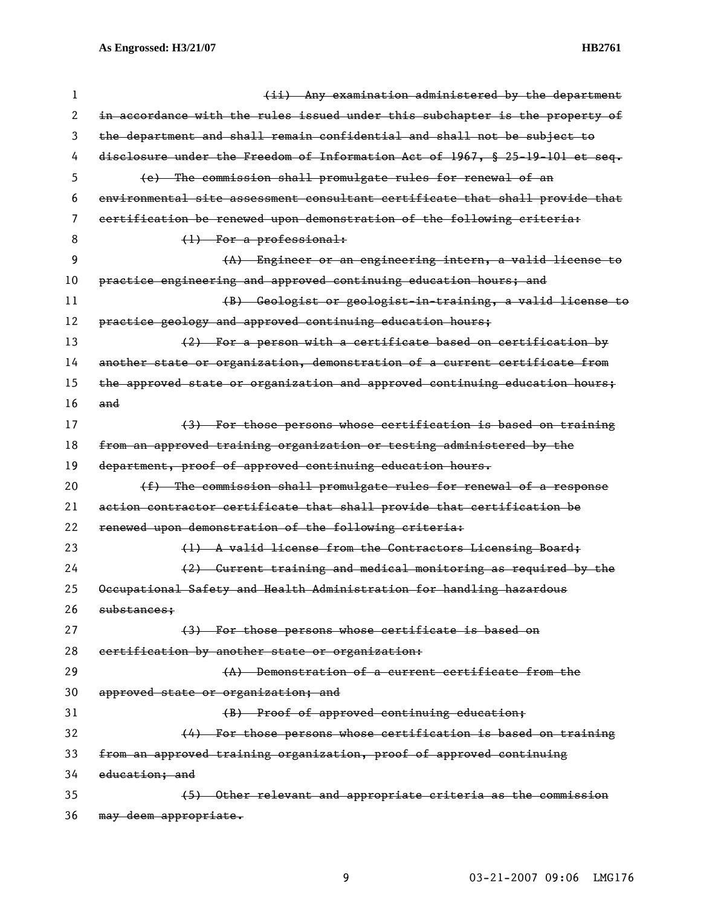~~(ii) Any examination administered by the department in accordance with the rules issued under this subchapter is the property of the department and shall remain confidential and shall not be subject to disclosure under the Freedom of Information Act of 1967, § 25-19-101 et seq.~~

~~(e) The commission shall promulgate rules for renewal of an environmental site assessment consultant certificate that shall provide that certification be renewed upon demonstration of the following criteria:~~

~~(1) For a professional:~~

~~(A) Engineer or an engineering intern, a valid license to practice engineering and approved continuing education hours; and~~

~~(B) Geologist or geologist-in-training, a valid license to practice geology and approved continuing education hours;~~

~~(2) For a person with a certificate based on certification by another state or organization, demonstration of a current certificate from the approved state or organization and approved continuing education hours; and~~

~~(3) For those persons whose certification is based on training from an approved training organization or testing administered by the department, proof of approved continuing education hours.~~

~~(f) The commission shall promulgate rules for renewal of a response action contractor certificate that shall provide that certification be renewed upon demonstration of the following criteria:~~

~~(1) A valid license from the Contractors Licensing Board;~~

~~(2) Current training and medical monitoring as required by the Occupational Safety and Health Administration for handling hazardous substances;~~

~~(3) For those persons whose certificate is based on certification by another state or organization:~~

~~(A) Demonstration of a current certificate from the approved state or organization; and~~

~~(B) Proof of approved continuing education;~~

~~(4) For those persons whose certification is based on training from an approved training organization, proof of approved continuing education; and~~

~~(5) Other relevant and appropriate criteria as the commission may deem appropriate.~~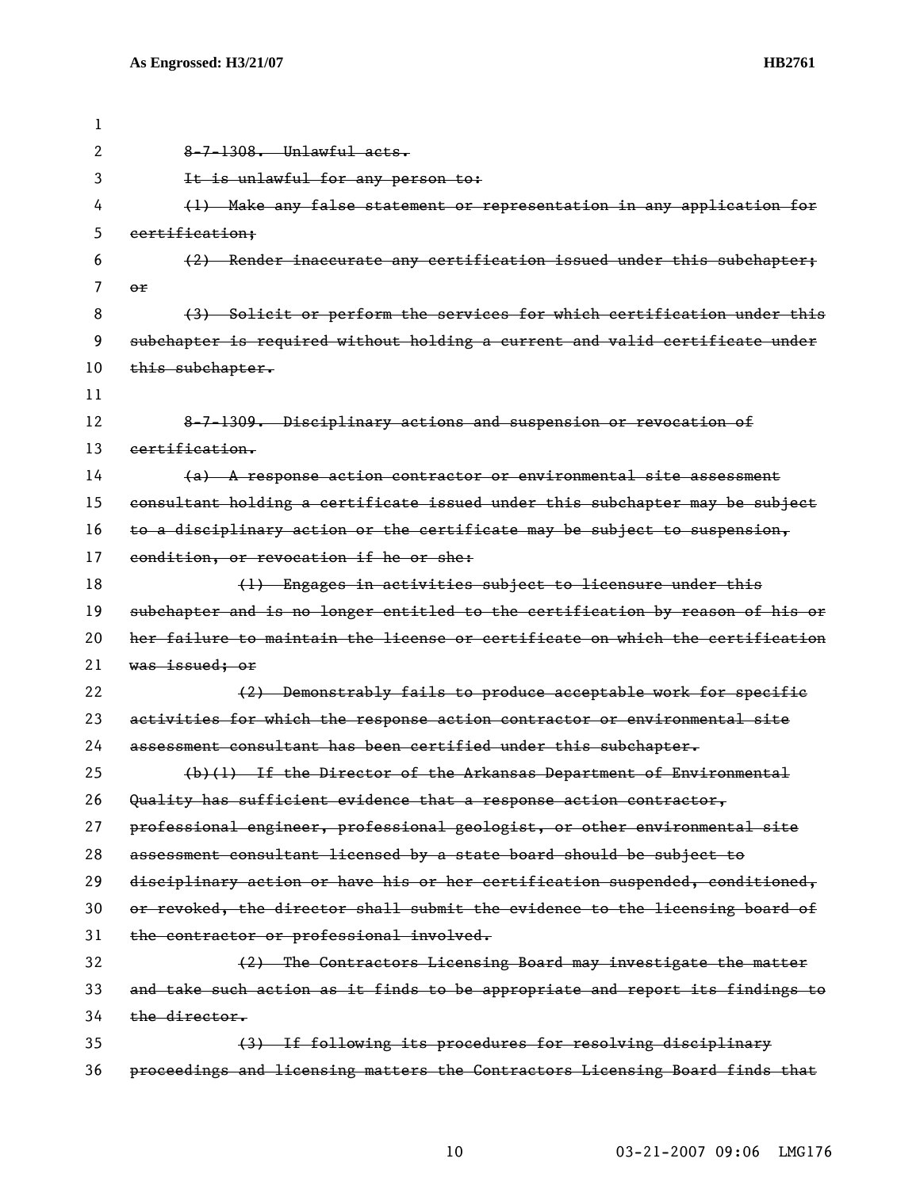~~8-7-1308. Unlawful acts.~~

~~It is unlawful for any person to:~~

~~(1) Make any false statement or representation in any application for certification;~~

~~(2) Render inaccurate any certification issued under this subchapter; or~~

~~(3) Solicit or perform the services for which certification under this subchapter is required without holding a current and valid certificate under this subchapter.~~

~~8-7-1309. Disciplinary actions and suspension or revocation of certification.~~

~~(a) A response action contractor or environmental site assessment consultant holding a certificate issued under this subchapter may be subject to a disciplinary action or the certificate may be subject to suspension, condition, or revocation if he or she:~~

~~(1) Engages in activities subject to licensure under this subchapter and is no longer entitled to the certification by reason of his or her failure to maintain the license or certificate on which the certification was issued; or~~

~~(2) Demonstrably fails to produce acceptable work for specific activities for which the response action contractor or environmental site assessment consultant has been certified under this subchapter.~~

~~(b)(1) If the Director of the Arkansas Department of Environmental Quality has sufficient evidence that a response action contractor, professional engineer, professional geologist, or other environmental site assessment consultant licensed by a state board should be subject to disciplinary action or have his or her certification suspended, conditioned, or revoked, the director shall submit the evidence to the licensing board of the contractor or professional involved.~~

~~(2) The Contractors Licensing Board may investigate the matter and take such action as it finds to be appropriate and report its findings to the director.~~

~~(3) If following its procedures for resolving disciplinary proceedings and licensing matters the Contractors Licensing Board finds that~~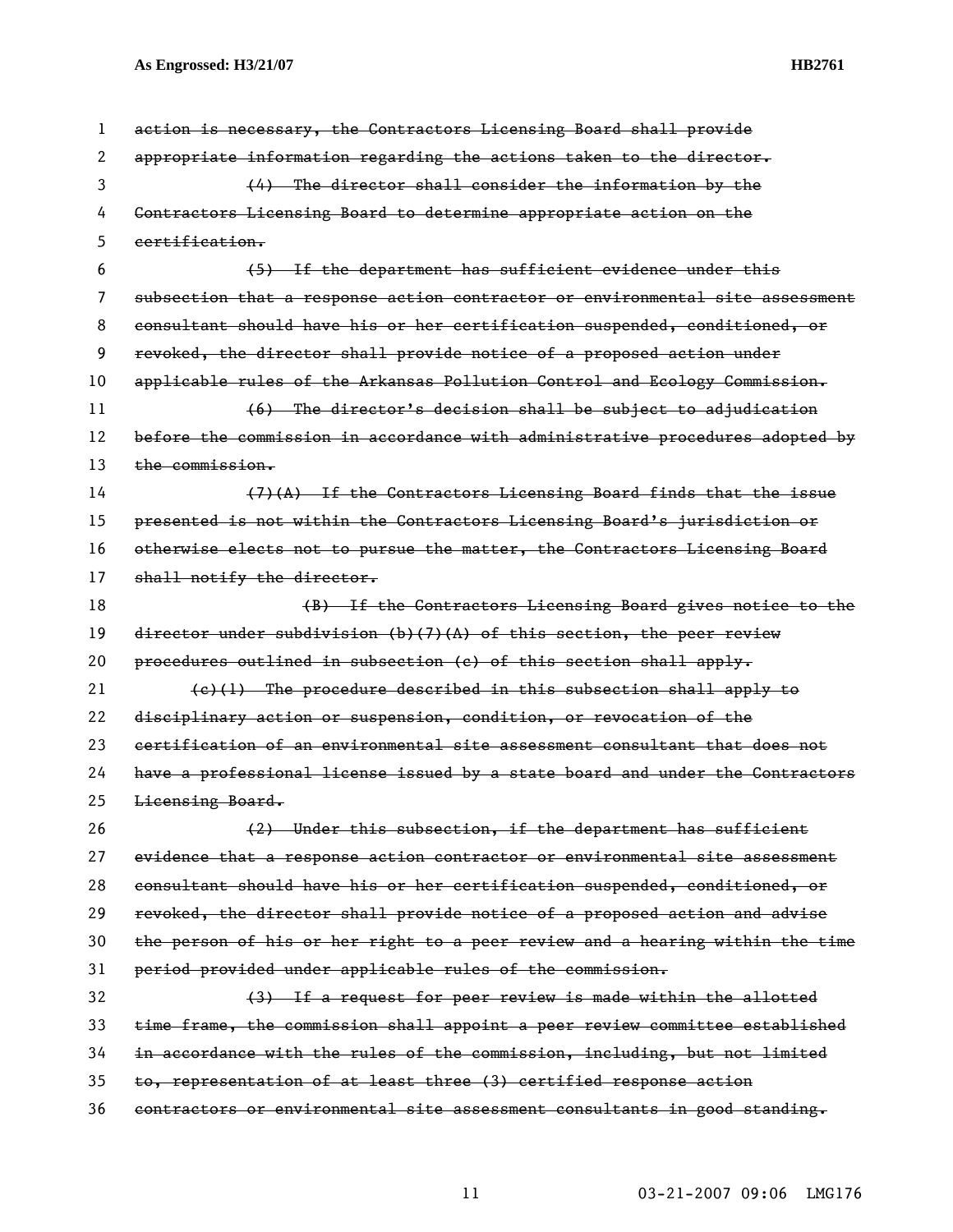~~action is necessary, the Contractors Licensing Board shall provide appropriate information regarding the actions taken to the director.~~

~~(4) The director shall consider the information by the Contractors Licensing Board to determine appropriate action on the certification.~~

~~(5) If the department has sufficient evidence under this subsection that a response action contractor or environmental site assessment consultant should have his or her certification suspended, conditioned, or revoked, the director shall provide notice of a proposed action under applicable rules of the Arkansas Pollution Control and Ecology Commission.~~

~~(6) The director's decision shall be subject to adjudication before the commission in accordance with administrative procedures adopted by the commission.~~

~~(7)(A) If the Contractors Licensing Board finds that the issue presented is not within the Contractors Licensing Board's jurisdiction or otherwise elects not to pursue the matter, the Contractors Licensing Board shall notify the director.~~

~~(B) If the Contractors Licensing Board gives notice to the director under subdivision (b)(7)(A) of this section, the peer review procedures outlined in subsection (c) of this section shall apply.~~

~~(c)(1) The procedure described in this subsection shall apply to disciplinary action or suspension, condition, or revocation of the certification of an environmental site assessment consultant that does not have a professional license issued by a state board and under the Contractors Licensing Board.~~

~~(2) Under this subsection, if the department has sufficient evidence that a response action contractor or environmental site assessment consultant should have his or her certification suspended, conditioned, or revoked, the director shall provide notice of a proposed action and advise the person of his or her right to a peer review and a hearing within the time period provided under applicable rules of the commission.~~

~~(3) If a request for peer review is made within the allotted time frame, the commission shall appoint a peer review committee established in accordance with the rules of the commission, including, but not limited to, representation of at least three (3) certified response action contractors or environmental site assessment consultants in good standing.~~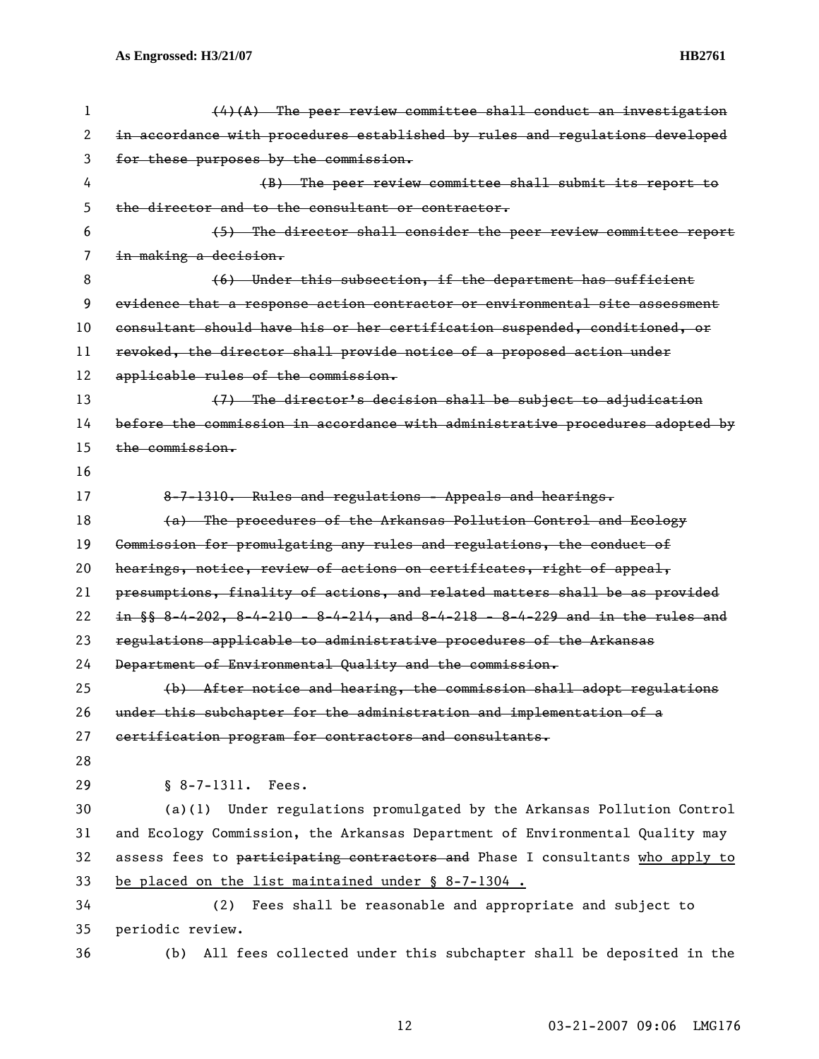~~(4)(A) The peer review committee shall conduct an investigation in accordance with procedures established by rules and regulations developed for these purposes by the commission.~~

~~(B) The peer review committee shall submit its report to the director and to the consultant or contractor.~~

~~(5) The director shall consider the peer review committee report in making a decision.~~

~~(6) Under this subsection, if the department has sufficient evidence that a response action contractor or environmental site assessment consultant should have his or her certification suspended, conditioned, or revoked, the director shall provide notice of a proposed action under applicable rules of the commission.~~

~~(7) The director's decision shall be subject to adjudication before the commission in accordance with administrative procedures adopted by the commission.~~

~~8-7-1310. Rules and regulations - Appeals and hearings.~~

~~(a) The procedures of the Arkansas Pollution Control and Ecology Commission for promulgating any rules and regulations, the conduct of hearings, notice, review of actions on certificates, right of appeal, presumptions, finality of actions, and related matters shall be as provided in §§ 8-4-202, 8-4-210 - 8-4-214, and 8-4-218 - 8-4-229 and in the rules and regulations applicable to administrative procedures of the Arkansas Department of Environmental Quality and the commission.~~

~~(b) After notice and hearing, the commission shall adopt regulations under this subchapter for the administration and implementation of a certification program for contractors and consultants.~~

§ 8-7-1311. Fees.

(a)(1) Under regulations promulgated by the Arkansas Pollution Control and Ecology Commission, the Arkansas Department of Environmental Quality may assess fees to ~~participating contractors and~~ Phase I consultants <u>who apply to be placed on the list maintained under § 8-7-1304 .</u>

(2) Fees shall be reasonable and appropriate and subject to periodic review.

(b) All fees collected under this subchapter shall be deposited in the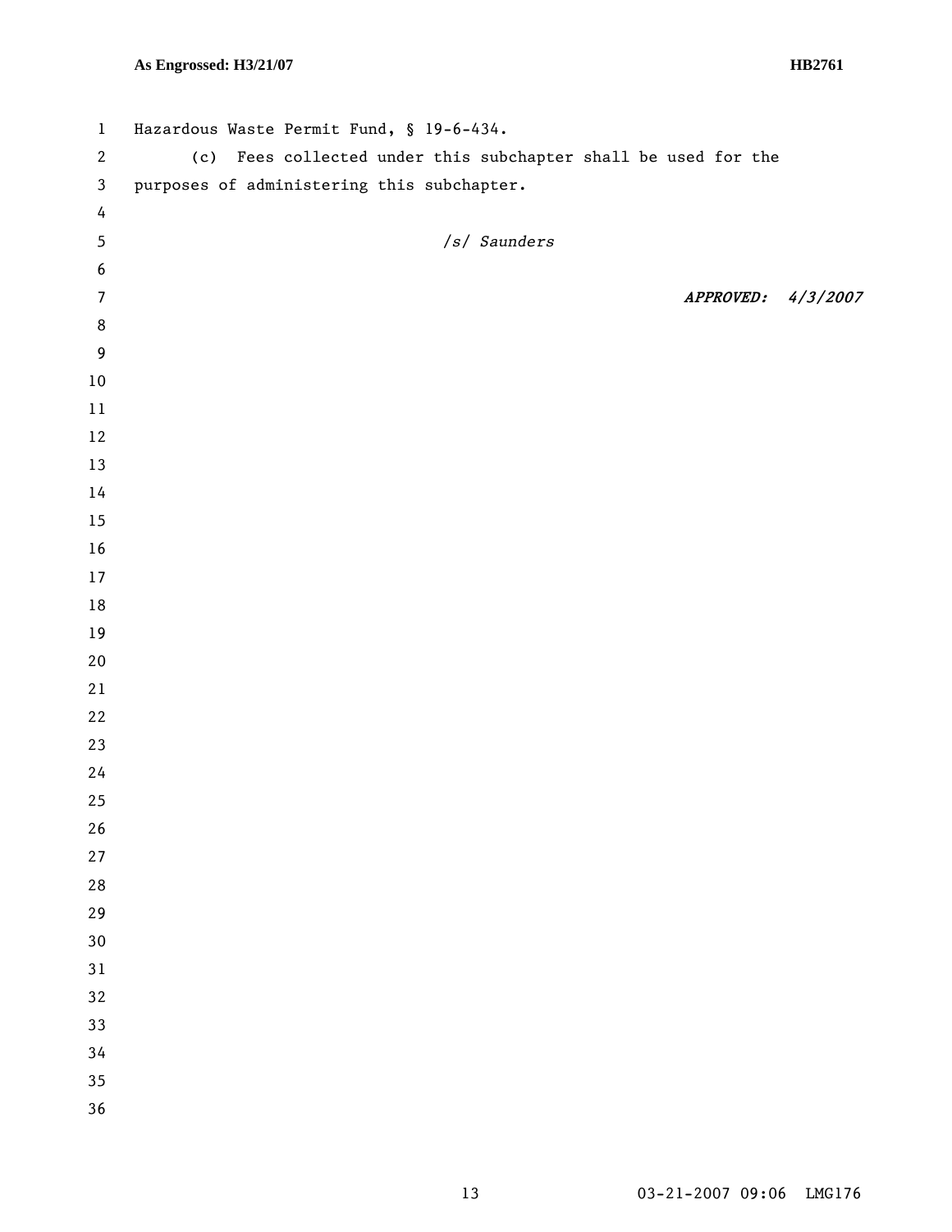Hazardous Waste Permit Fund, § 19-6-434.

(c) Fees collected under this subchapter shall be used for the purposes of administering this subchapter.

*/s/ Saunders*

***APPROVED: 4/3/2007***